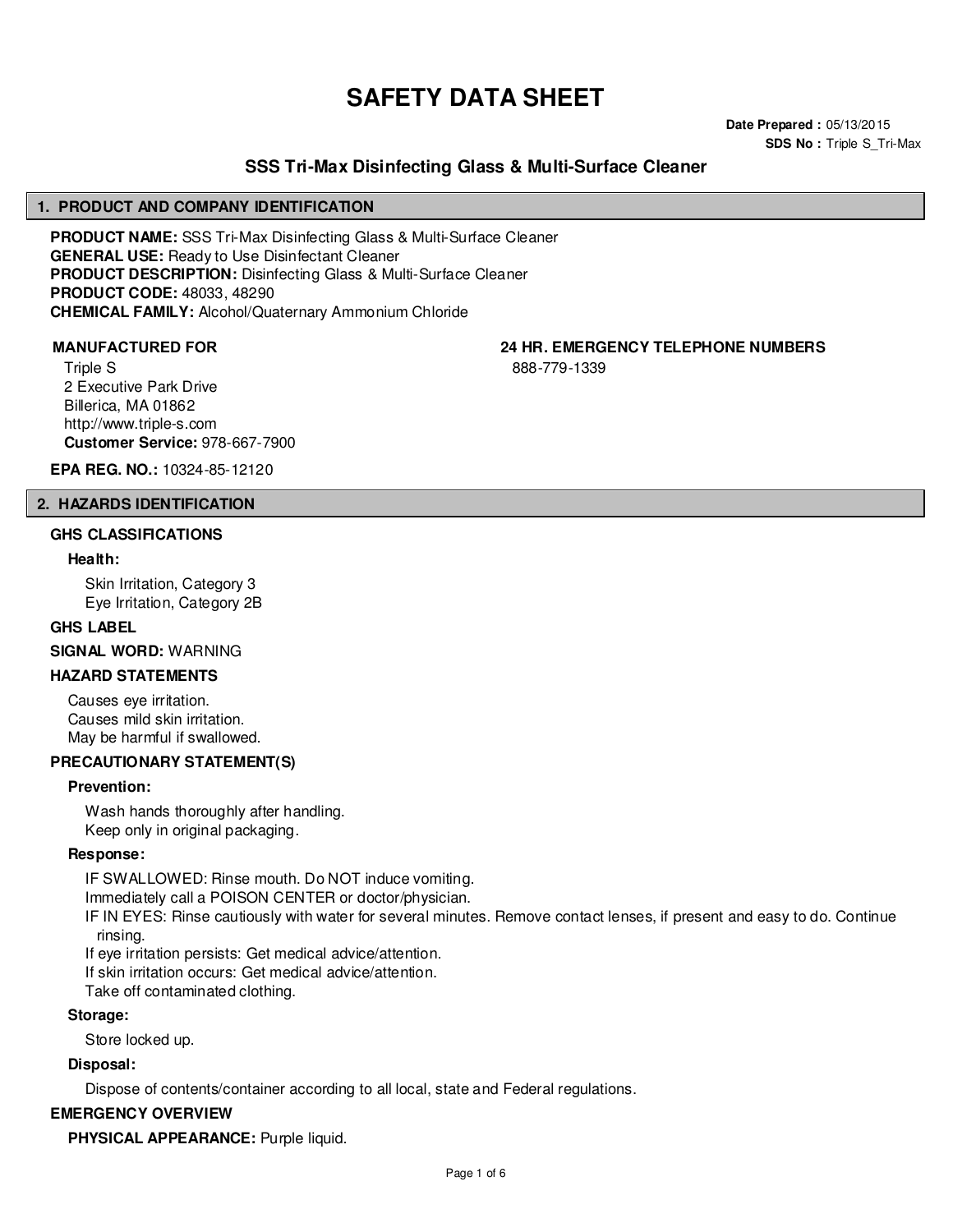# SAFETY DATA SHEET

**Date Prepared :** 05/13/2015
**SDS No :** Triple S_Tri-Max

## SSS Tri-Max Disinfecting Glass & Multi-Surface Cleaner

## 1. PRODUCT AND COMPANY IDENTIFICATION

**PRODUCT NAME:** SSS Tri-Max Disinfecting Glass & Multi-Surface Cleaner
**GENERAL USE:** Ready to Use Disinfectant Cleaner
**PRODUCT DESCRIPTION:** Disinfecting Glass & Multi-Surface Cleaner
**PRODUCT CODE:** 48033, 48290
**CHEMICAL FAMILY:** Alcohol/Quaternary Ammonium Chloride

**MANUFACTURED FOR**

Triple S
2 Executive Park Drive
Billerica, MA 01862
http://www.triple-s.com
**Customer Service:** 978-667-7900

**24 HR. EMERGENCY TELEPHONE NUMBERS**

888-779-1339

**EPA REG. NO.:** 10324-85-12120

## 2. HAZARDS IDENTIFICATION

### GHS CLASSIFICATIONS

**Health:**

Skin Irritation, Category 3
Eye Irritation, Category 2B

**GHS LABEL**

**SIGNAL WORD:** WARNING

**HAZARD STATEMENTS**

Causes eye irritation.
Causes mild skin irritation.
May be harmful if swallowed.

**PRECAUTIONARY STATEMENT(S)**

**Prevention:**

Wash hands thoroughly after handling.
Keep only in original packaging.

**Response:**

IF SWALLOWED: Rinse mouth. Do NOT induce vomiting.
Immediately call a POISON CENTER or doctor/physician.
IF IN EYES: Rinse cautiously with water for several minutes. Remove contact lenses, if present and easy to do. Continue rinsing.
If eye irritation persists: Get medical advice/attention.
If skin irritation occurs: Get medical advice/attention.
Take off contaminated clothing.

**Storage:**

Store locked up.

**Disposal:**

Dispose of contents/container according to all local, state and Federal regulations.

**EMERGENCY OVERVIEW**

**PHYSICAL APPEARANCE:** Purple liquid.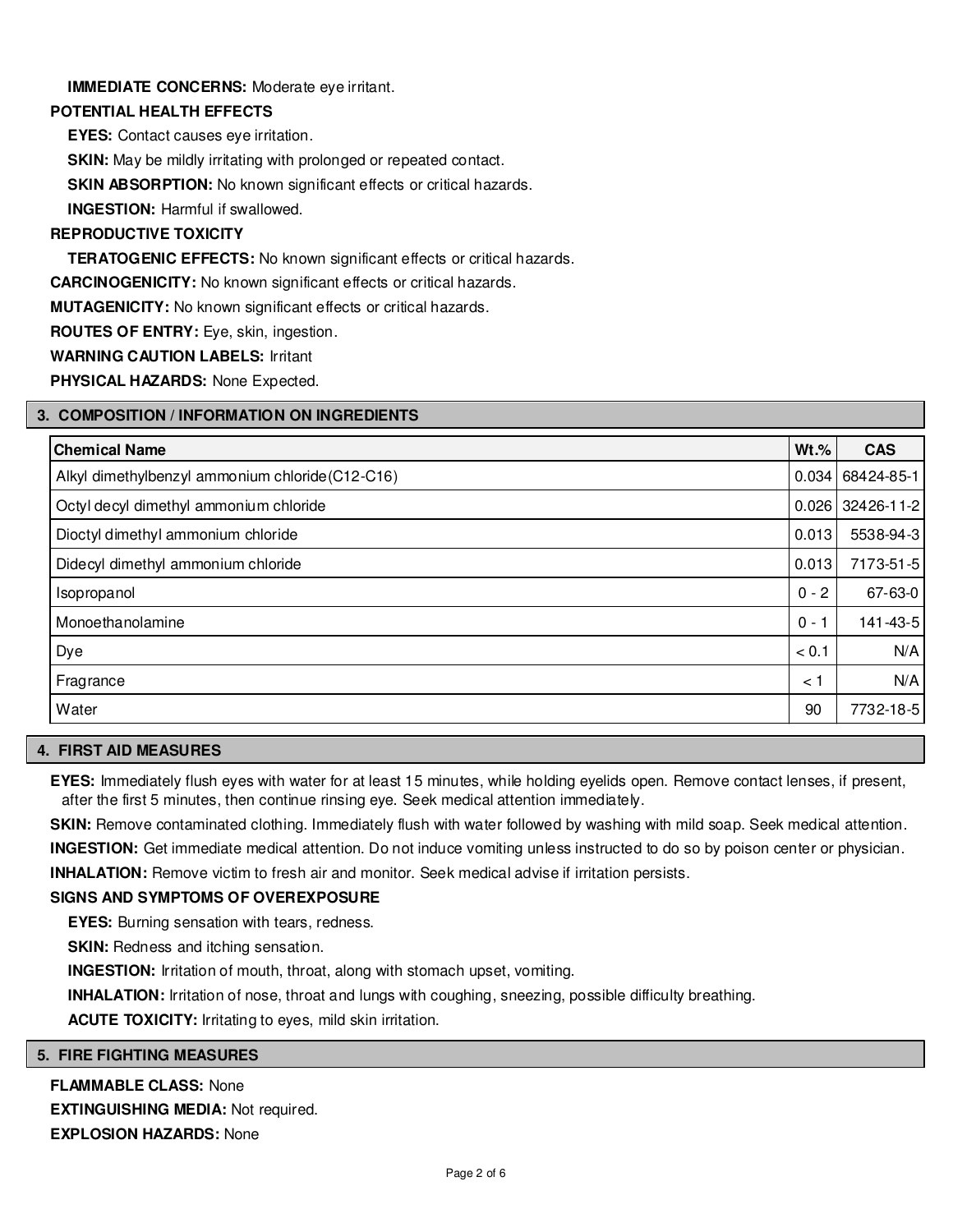**IMMEDIATE CONCERNS:** Moderate eye irritant.

**POTENTIAL HEALTH EFFECTS**

**EYES:** Contact causes eye irritation.

**SKIN:** May be mildly irritating with prolonged or repeated contact.

**SKIN ABSORPTION:** No known significant effects or critical hazards.

**INGESTION:** Harmful if swallowed.

**REPRODUCTIVE TOXICITY**

**TERATOGENIC EFFECTS:** No known significant effects or critical hazards.

**CARCINOGENICITY:** No known significant effects or critical hazards.

**MUTAGENICITY:** No known significant effects or critical hazards.

**ROUTES OF ENTRY:** Eye, skin, ingestion.

**WARNING CAUTION LABELS:** Irritant

**PHYSICAL HAZARDS:** None Expected.

## 3. COMPOSITION / INFORMATION ON INGREDIENTS

| Chemical Name | Wt.% | CAS |
|---|---|---|
| Alkyl dimethylbenzyl ammonium chloride(C12-C16) | 0.034 | 68424-85-1 |
| Octyl decyl dimethyl ammonium chloride | 0.026 | 32426-11-2 |
| Dioctyl dimethyl ammonium chloride | 0.013 | 5538-94-3 |
| Didecyl dimethyl ammonium chloride | 0.013 | 7173-51-5 |
| Isopropanol | 0 - 2 | 67-63-0 |
| Monoethanolamine | 0 - 1 | 141-43-5 |
| Dye | < 0.1 | N/A |
| Fragrance | < 1 | N/A |
| Water | 90 | 7732-18-5 |

## 4. FIRST AID MEASURES

**EYES:** Immediately flush eyes with water for at least 15 minutes, while holding eyelids open. Remove contact lenses, if present, after the first 5 minutes, then continue rinsing eye. Seek medical attention immediately.

**SKIN:** Remove contaminated clothing. Immediately flush with water followed by washing with mild soap. Seek medical attention.

**INGESTION:** Get immediate medical attention. Do not induce vomiting unless instructed to do so by poison center or physician.

**INHALATION:** Remove victim to fresh air and monitor. Seek medical advise if irritation persists.

**SIGNS AND SYMPTOMS OF OVEREXPOSURE**

**EYES:** Burning sensation with tears, redness.

**SKIN:** Redness and itching sensation.

**INGESTION:** Irritation of mouth, throat, along with stomach upset, vomiting.

**INHALATION:** Irritation of nose, throat and lungs with coughing, sneezing, possible difficulty breathing.

**ACUTE TOXICITY:** Irritating to eyes, mild skin irritation.

## 5. FIRE FIGHTING MEASURES

**FLAMMABLE CLASS:** None

**EXTINGUISHING MEDIA:** Not required.

**EXPLOSION HAZARDS:** None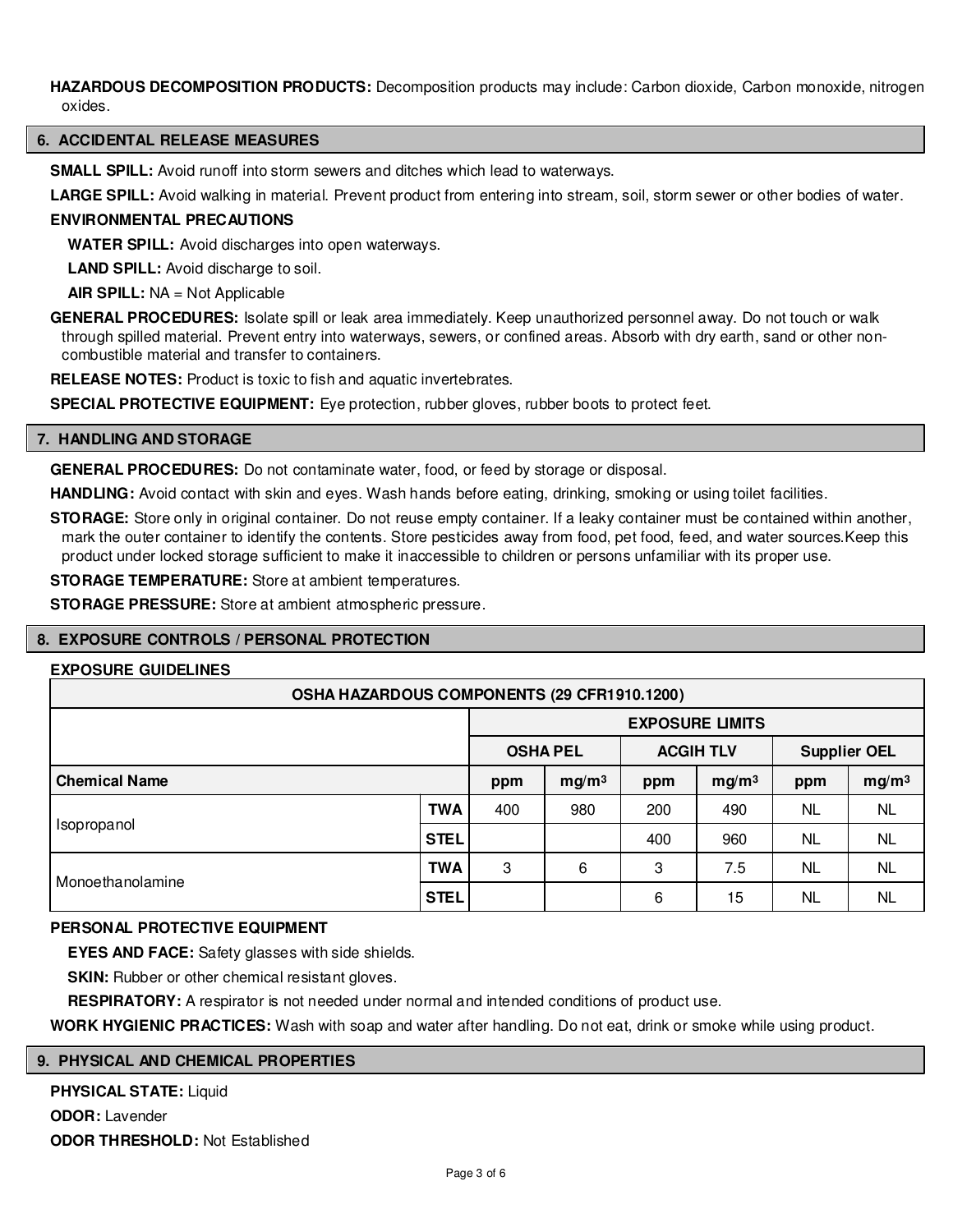**HAZARDOUS DECOMPOSITION PRODUCTS:** Decomposition products may include: Carbon dioxide, Carbon monoxide, nitrogen oxides.

## 6. ACCIDENTAL RELEASE MEASURES

**SMALL SPILL:** Avoid runoff into storm sewers and ditches which lead to waterways.

**LARGE SPILL:** Avoid walking in material. Prevent product from entering into stream, soil, storm sewer or other bodies of water.

**ENVIRONMENTAL PRECAUTIONS**

**WATER SPILL:** Avoid discharges into open waterways.

**LAND SPILL:** Avoid discharge to soil.

**AIR SPILL:** NA = Not Applicable

**GENERAL PROCEDURES:** Isolate spill or leak area immediately. Keep unauthorized personnel away. Do not touch or walk through spilled material. Prevent entry into waterways, sewers, or confined areas. Absorb with dry earth, sand or other non-combustible material and transfer to containers.

**RELEASE NOTES:** Product is toxic to fish and aquatic invertebrates.

**SPECIAL PROTECTIVE EQUIPMENT:** Eye protection, rubber gloves, rubber boots to protect feet.

## 7. HANDLING AND STORAGE

**GENERAL PROCEDURES:** Do not contaminate water, food, or feed by storage or disposal.

**HANDLING:** Avoid contact with skin and eyes. Wash hands before eating, drinking, smoking or using toilet facilities.

**STORAGE:** Store only in original container. Do not reuse empty container. If a leaky container must be contained within another, mark the outer container to identify the contents. Store pesticides away from food, pet food, feed, and water sources.Keep this product under locked storage sufficient to make it inaccessible to children or persons unfamiliar with its proper use.

**STORAGE TEMPERATURE:** Store at ambient temperatures.

**STORAGE PRESSURE:** Store at ambient atmospheric pressure.

## 8. EXPOSURE CONTROLS / PERSONAL PROTECTION

**EXPOSURE GUIDELINES**

| OSHA HAZARDOUS COMPONENTS (29 CFR1910.1200) | | | | | | | | |
|---|---|---|---|---|---|---|---|---|
| | | EXPOSURE LIMITS | | | | | | |
| | | OSHA PEL | | ACGIH TLV | | Supplier OEL | | |
| **Chemical Name** | | **ppm** | **mg/m³** | **ppm** | **mg/m³** | **ppm** | **mg/m³** |
| Isopropanol | **TWA** | 400 | 980 | 200 | 490 | NL | NL |
| | **STEL** | | | 400 | 960 | NL | NL |
| Monoethanolamine | **TWA** | 3 | 6 | 3 | 7.5 | NL | NL |
| | **STEL** | | | 6 | 15 | NL | NL |

**PERSONAL PROTECTIVE EQUIPMENT**

**EYES AND FACE:** Safety glasses with side shields.

**SKIN:** Rubber or other chemical resistant gloves.

**RESPIRATORY:** A respirator is not needed under normal and intended conditions of product use.

**WORK HYGIENIC PRACTICES:** Wash with soap and water after handling. Do not eat, drink or smoke while using product.

## 9. PHYSICAL AND CHEMICAL PROPERTIES

**PHYSICAL STATE:** Liquid

**ODOR:** Lavender

**ODOR THRESHOLD:** Not Established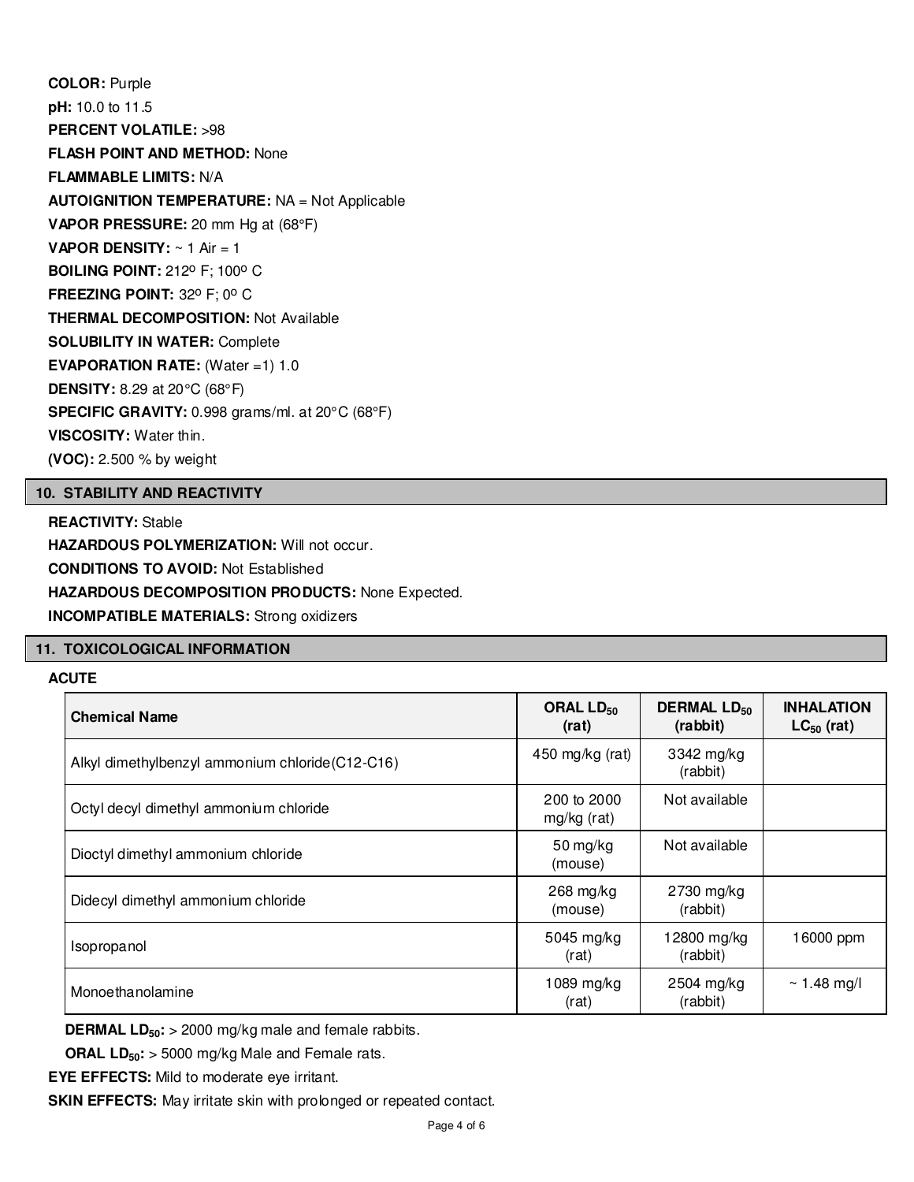**COLOR:** Purple

**pH:** 10.0 to 11.5

**PERCENT VOLATILE:** >98

**FLASH POINT AND METHOD:** None

**FLAMMABLE LIMITS:** N/A

**AUTOIGNITION TEMPERATURE:** NA = Not Applicable

**VAPOR PRESSURE:** 20 mm Hg at (68°F)

**VAPOR DENSITY:** ~ 1 Air = 1

**BOILING POINT:** 212º F; 100º C

**FREEZING POINT:** 32º F; 0º C

**THERMAL DECOMPOSITION:** Not Available

**SOLUBILITY IN WATER:** Complete

**EVAPORATION RATE:** (Water =1) 1.0

**DENSITY:** 8.29 at 20°C (68°F)

**SPECIFIC GRAVITY:** 0.998 grams/ml. at 20°C (68°F)

**VISCOSITY:** Water thin.

**(VOC):** 2.500 % by weight

## 10. STABILITY AND REACTIVITY

**REACTIVITY:** Stable

**HAZARDOUS POLYMERIZATION:** Will not occur.

**CONDITIONS TO AVOID:** Not Established

**HAZARDOUS DECOMPOSITION PRODUCTS:** None Expected.

**INCOMPATIBLE MATERIALS:** Strong oxidizers

## 11. TOXICOLOGICAL INFORMATION

**ACUTE**

| Chemical Name | ORAL $LD_{50}$ (rat) | DERMAL $LD_{50}$ (rabbit) | INHALATION $LC_{50}$ (rat) |
|---|---|---|---|
| Alkyl dimethylbenzyl ammonium chloride(C12-C16) | 450 mg/kg (rat) | 3342 mg/kg (rabbit) | |
| Octyl decyl dimethyl ammonium chloride | 200 to 2000 mg/kg (rat) | Not available | |
| Dioctyl dimethyl ammonium chloride | 50 mg/kg (mouse) | Not available | |
| Didecyl dimethyl ammonium chloride | 268 mg/kg (mouse) | 2730 mg/kg (rabbit) | |
| Isopropanol | 5045 mg/kg (rat) | 12800 mg/kg (rabbit) | 16000 ppm |
| Monoethanolamine | 1089 mg/kg (rat) | 2504 mg/kg (rabbit) | ~ 1.48 mg/l |

**DERMAL $LD_{50}$:** > 2000 mg/kg male and female rabbits.

**ORAL $LD_{50}$:** > 5000 mg/kg Male and Female rats.

**EYE EFFECTS:** Mild to moderate eye irritant.

**SKIN EFFECTS:** May irritate skin with prolonged or repeated contact.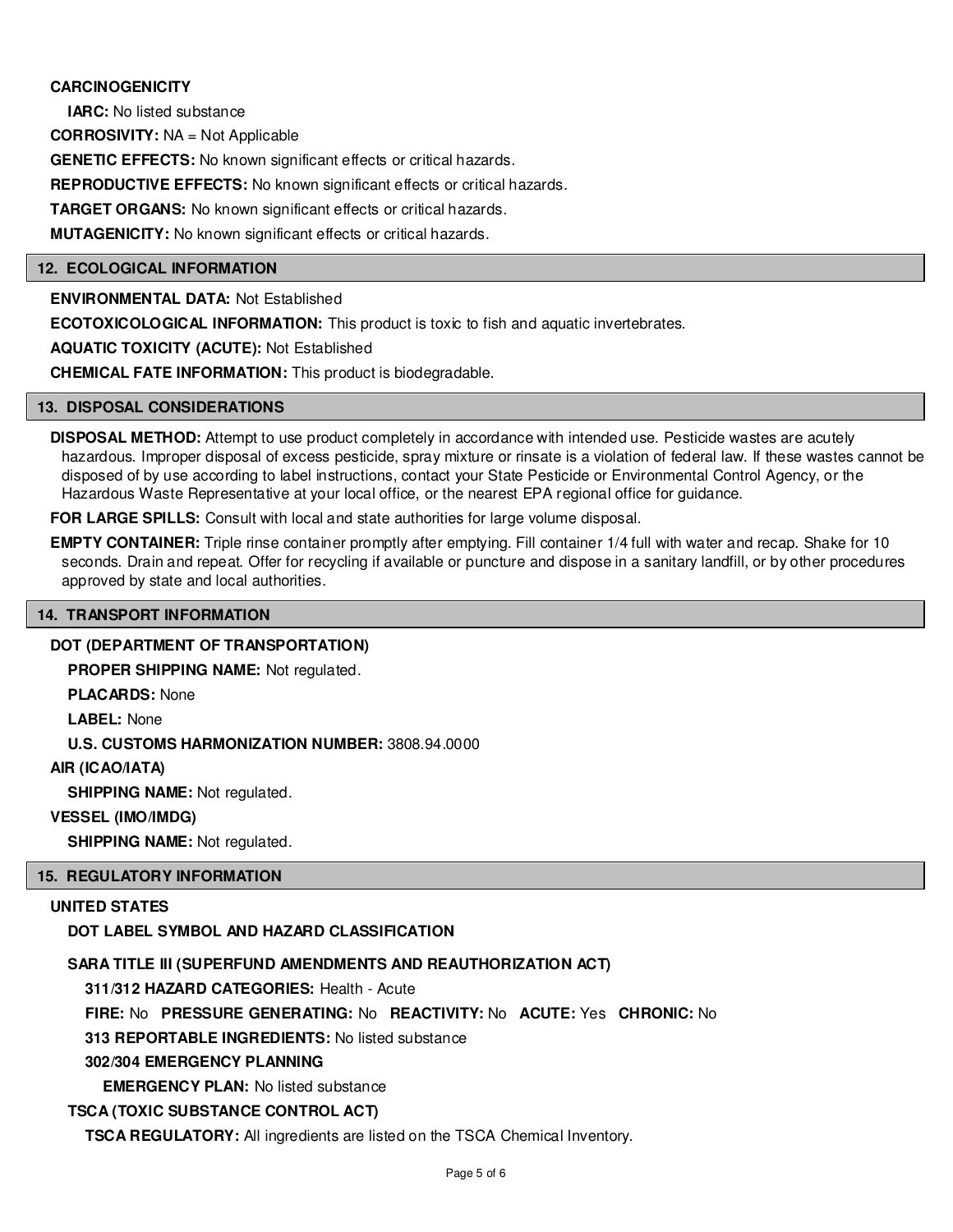**CARCINOGENICITY**

**IARC:** No listed substance

**CORROSIVITY:** NA = Not Applicable

**GENETIC EFFECTS:** No known significant effects or critical hazards.

**REPRODUCTIVE EFFECTS:** No known significant effects or critical hazards.

**TARGET ORGANS:** No known significant effects or critical hazards.

**MUTAGENICITY:** No known significant effects or critical hazards.

## 12. ECOLOGICAL INFORMATION

**ENVIRONMENTAL DATA:** Not Established

**ECOTOXICOLOGICAL INFORMATION:** This product is toxic to fish and aquatic invertebrates.

**AQUATIC TOXICITY (ACUTE):** Not Established

**CHEMICAL FATE INFORMATION:** This product is biodegradable.

## 13. DISPOSAL CONSIDERATIONS

**DISPOSAL METHOD:** Attempt to use product completely in accordance with intended use. Pesticide wastes are acutely hazardous. Improper disposal of excess pesticide, spray mixture or rinsate is a violation of federal law. If these wastes cannot be disposed of by use according to label instructions, contact your State Pesticide or Environmental Control Agency, or the Hazardous Waste Representative at your local office, or the nearest EPA regional office for guidance.

**FOR LARGE SPILLS:** Consult with local and state authorities for large volume disposal.

**EMPTY CONTAINER:** Triple rinse container promptly after emptying. Fill container 1/4 full with water and recap. Shake for 10 seconds. Drain and repeat. Offer for recycling if available or puncture and dispose in a sanitary landfill, or by other procedures approved by state and local authorities.

## 14. TRANSPORT INFORMATION

**DOT (DEPARTMENT OF TRANSPORTATION)**

**PROPER SHIPPING NAME:** Not regulated.

**PLACARDS:** None

**LABEL:** None

**U.S. CUSTOMS HARMONIZATION NUMBER:** 3808.94.0000

**AIR (ICAO/IATA)**

**SHIPPING NAME:** Not regulated.

**VESSEL (IMO/IMDG)**

**SHIPPING NAME:** Not regulated.

## 15. REGULATORY INFORMATION

**UNITED STATES**

**DOT LABEL SYMBOL AND HAZARD CLASSIFICATION**

**SARA TITLE III (SUPERFUND AMENDMENTS AND REAUTHORIZATION ACT)**

**311/312 HAZARD CATEGORIES:** Health - Acute

**FIRE:** No **PRESSURE GENERATING:** No **REACTIVITY:** No **ACUTE:** Yes **CHRONIC:** No

**313 REPORTABLE INGREDIENTS:** No listed substance

**302/304 EMERGENCY PLANNING**

**EMERGENCY PLAN:** No listed substance

**TSCA (TOXIC SUBSTANCE CONTROL ACT)**

**TSCA REGULATORY:** All ingredients are listed on the TSCA Chemical Inventory.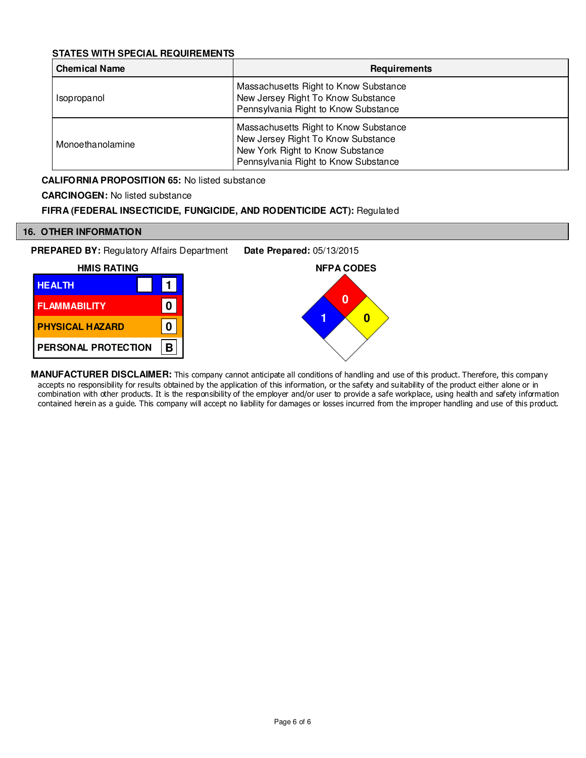**STATES WITH SPECIAL REQUIREMENTS**

| Chemical Name | Requirements |
|---|---|
| Isopropanol | Massachusetts Right to Know Substance<br>New Jersey Right To Know Substance<br>Pennsylvania Right to Know Substance |
| Monoethanolamine | Massachusetts Right to Know Substance<br>New Jersey Right To Know Substance<br>New York Right to Know Substance<br>Pennsylvania Right to Know Substance |

**CALIFORNIA PROPOSITION 65:** No listed substance

**CARCINOGEN:** No listed substance

**FIFRA (FEDERAL INSECTICIDE, FUNGICIDE, AND RODENTICIDE ACT):** Regulated

## 16. OTHER INFORMATION

**PREPARED BY:** Regulatory Affairs Department **Date Prepared:** 05/13/2015

**HMIS RATING**

| | |
|---|---|
| HEALTH | 1 |
| FLAMMABILITY | 0 |
| PHYSICAL HAZARD | 0 |
| PERSONAL PROTECTION | B |

**NFPA CODES**

0

1

0

**MANUFACTURER DISCLAIMER:** This company cannot anticipate all conditions of handling and use of this product. Therefore, this company accepts no responsibility for results obtained by the application of this information, or the safety and suitability of the product either alone or in combination with other products. It is the responsibility of the employer and/or user to provide a safe workplace, using health and safety information contained herein as a guide. This company will accept no liability for damages or losses incurred from the improper handling and use of this product.